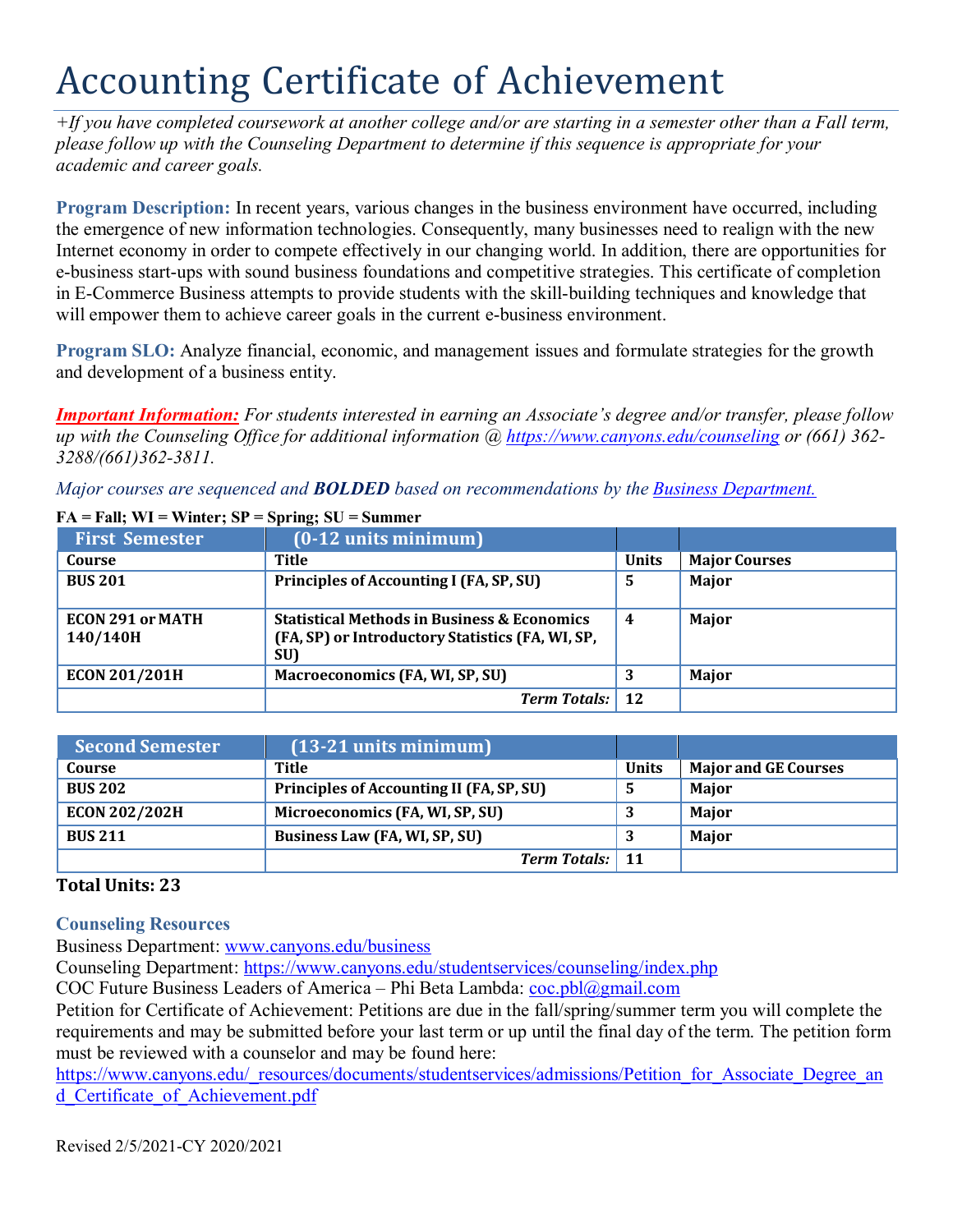# Accounting Certificate of Achievement

*+If you have completed coursework at another college and/or are starting in a semester other than a Fall term, please follow up with the Counseling Department to determine if this sequence is appropriate for your academic and career goals.*

**Program Description:** In recent years, various changes in the business environment have occurred, including the emergence of new information technologies. Consequently, many businesses need to realign with the new Internet economy in order to compete effectively in our changing world. In addition, there are opportunities for e-business start-ups with sound business foundations and competitive strategies. This certificate of completion in E-Commerce Business attempts to provide students with the skill-building techniques and knowledge that will empower them to achieve career goals in the current e-business environment.

**Program SLO:** Analyze financial, economic, and management issues and formulate strategies for the growth and development of a business entity.

***Important Information:*** *For students interested in earning an Associate's degree and/or transfer, please follow up with the Counseling Office for additional information @ [https://www.canyons.edu/counseling](https://www.canyons.edu/counseling) or (661) 362-3288/(661)362-3811.*

*Major courses are sequenced and **BOLDED** based on recommendations by the [Business Department.](www.canyons.edu/business)*

**FA = Fall; WI = Winter; SP = Spring; SU = Summer**

| First Semester | (0-12 units minimum) | | |
|---|---|---|---|
| **Course** | **Title** | **Units** | **Major Courses** |
| **BUS 201** | **Principles of Accounting I (FA, SP, SU)** | **5** | **Major** |
| **ECON 291 or MATH 140/140H** | **Statistical Methods in Business & Economics (FA, SP) or Introductory Statistics (FA, WI, SP, SU)** | **4** | **Major** |
| **ECON 201/201H** | **Macroeconomics (FA, WI, SP, SU)** | **3** | **Major** |
| | ***Term Totals:*** | **12** | |

| Second Semester | (13-21 units minimum) | | |
|---|---|---|---|
| **Course** | **Title** | **Units** | **Major and GE Courses** |
| **BUS 202** | **Principles of Accounting II (FA, SP, SU)** | **5** | **Major** |
| **ECON 202/202H** | **Microeconomics (FA, WI, SP, SU)** | **3** | **Major** |
| **BUS 211** | **Business Law (FA, WI, SP, SU)** | **3** | **Major** |
| | ***Term Totals:*** | **11** | |

**Total Units: 23**

### Counseling Resources

Business Department: [www.canyons.edu/business](www.canyons.edu/business)
Counseling Department: [https://www.canyons.edu/studentservices/counseling/index.php](https://www.canyons.edu/studentservices/counseling/index.php)
COC Future Business Leaders of America – Phi Beta Lambda: [coc.pbl@gmail.com](mailto:coc.pbl@gmail.com)
Petition for Certificate of Achievement: Petitions are due in the fall/spring/summer term you will complete the requirements and may be submitted before your last term or up until the final day of the term. The petition form must be reviewed with a counselor and may be found here:
[https://www.canyons.edu/_resources/documents/studentservices/admissions/Petition_for_Associate_Degree_and_Certificate_of_Achievement.pdf](https://www.canyons.edu/_resources/documents/studentservices/admissions/Petition_for_Associate_Degree_and_Certificate_of_Achievement.pdf)

Revised 2/5/2021-CY 2020/2021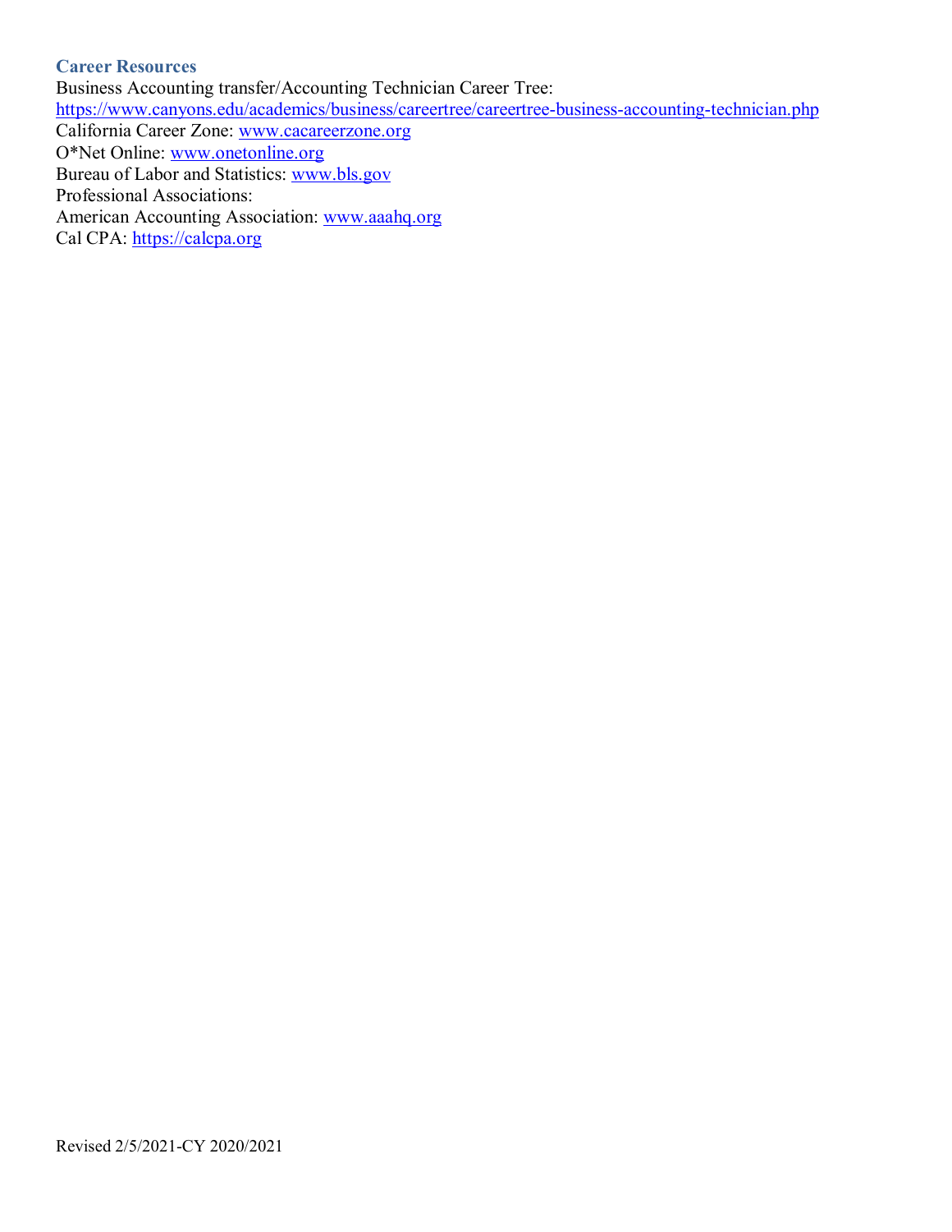### Career Resources

Business Accounting transfer/Accounting Technician Career Tree:
https://www.canyons.edu/academics/business/careertree/careertree-business-accounting-technician.php
California Career Zone: www.cacareerzone.org
O*Net Online: www.onetonline.org
Bureau of Labor and Statistics: www.bls.gov
Professional Associations:
American Accounting Association: www.aaahq.org
Cal CPA: https://calcpa.org

Revised 2/5/2021-CY 2020/2021